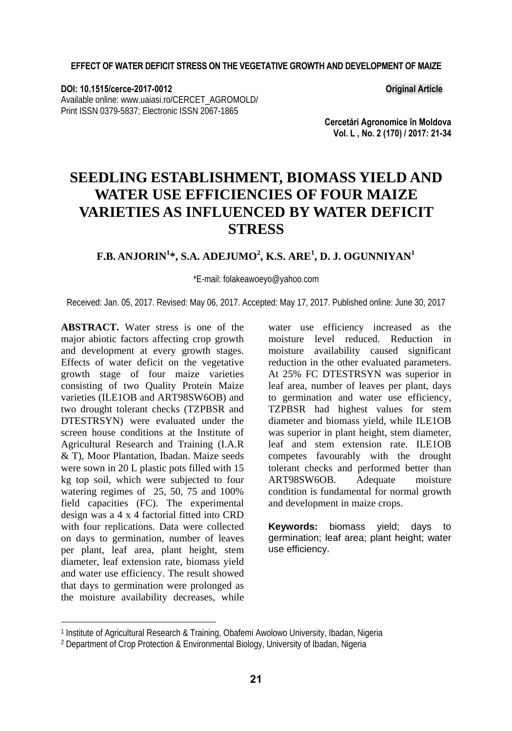DOI: 10.1515/cerce-2017-0012

Available online: www.uaiasi.ro/CERCET_AGROMOLD/

Print ISSN 0379-5837; Electronic ISSN 2067-1865

**Original Article**

# SEEDLING ESTABLISHMENT, BIOMASS YIELD AND WATER USE EFFICIENCIES OF FOUR MAIZE VARIETIES AS INFLUENCED BY WATER DEFICIT STRESS

**F.B. ANJORIN[1]*, S.A. ADEJUMO[2], K.S. ARE[1], D. J. OGUNNIYAN[1]**

*E-mail: folakeawoeyo@yahoo.com

Received: Jan. 05, 2017. Revised: May 06, 2017. Accepted: May 17, 2017. Published online: June 30, 2017

**ABSTRACT.** Water stress is one of the major abiotic factors affecting crop growth and development at every growth stages. Effects of water deficit on the vegetative growth stage of four maize varieties consisting of two Quality Protein Maize varieties (ILE1OB and ART98SW6OB) and two drought tolerant checks (TZPBSR and DTESTRSYN) were evaluated under the screen house conditions at the Institute of Agricultural Research and Training (I.A.R & T), Moor Plantation, Ibadan. Maize seeds were sown in 20 L plastic pots filled with 15 kg top soil, which were subjected to four watering regimes of 25, 50, 75 and 100% field capacities (FC). The experimental design was a 4 x 4 factorial fitted into CRD with four replications. Data were collected on days to germination, number of leaves per plant, leaf area, plant height, stem diameter, leaf extension rate, biomass yield and water use efficiency. The result showed that days to germination were prolonged as the moisture availability decreases, while water use efficiency increased as the moisture level reduced. Reduction in moisture availability caused significant reduction in the other evaluated parameters. At 25% FC DTESTRSYN was superior in leaf area, number of leaves per plant, days to germination and water use efficiency, TZPBSR had highest values for stem diameter and biomass yield, while ILE1OB was superior in plant height, stem diameter, leaf and stem extension rate. ILE1OB competes favourably with the drought tolerant checks and performed better than ART98SW6OB. Adequate moisture condition is fundamental for normal growth and development in maize crops.

**Keywords:** biomass yield; days to germination; leaf area; plant height; water use efficiency.

[1] Institute of Agricultural Research & Training, Obafemi Awolowo University, Ibadan, Nigeria

[2] Department of Crop Protection & Environmental Biology, University of Ibadan, Nigeria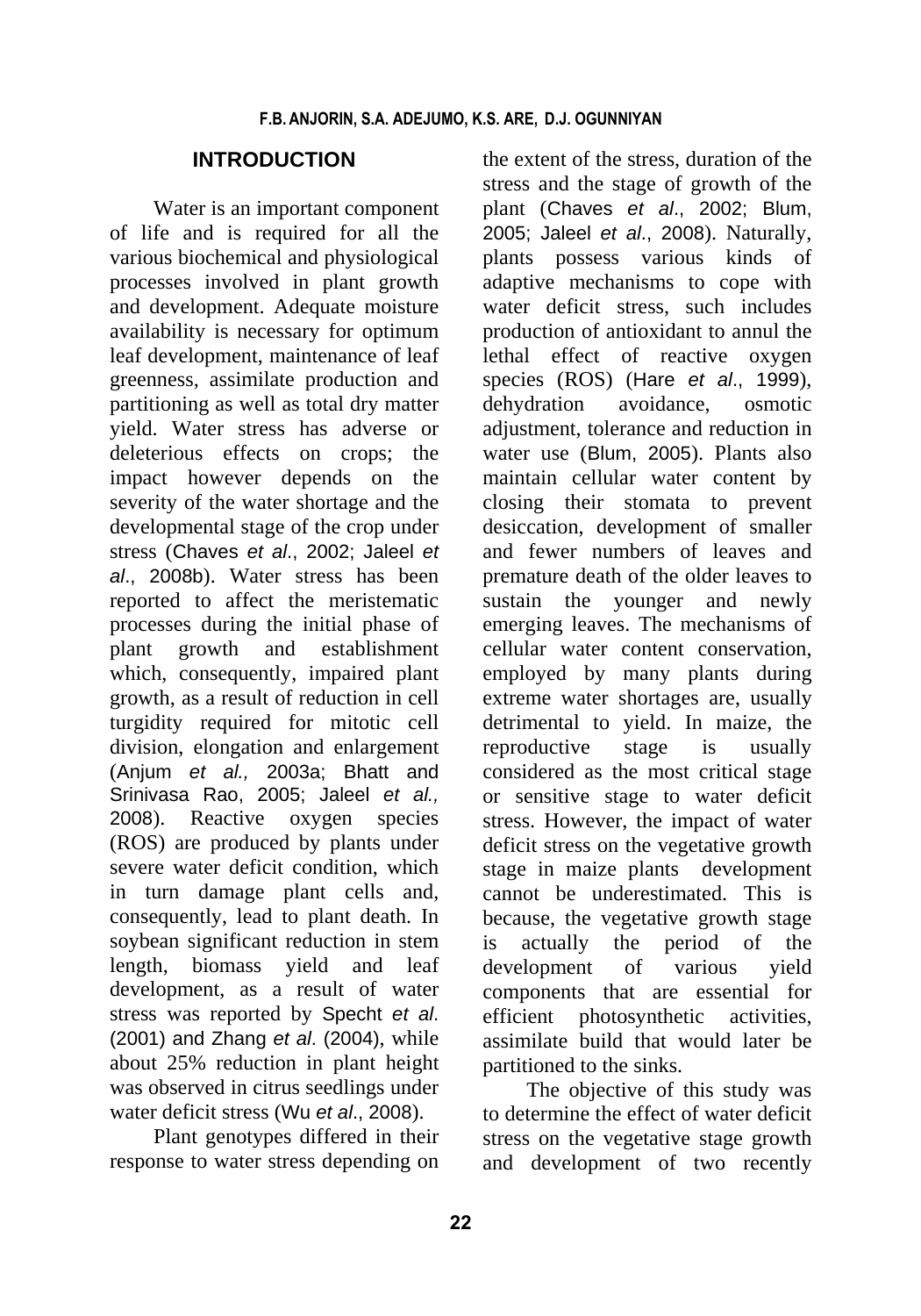## INTRODUCTION

Water is an important component of life and is required for all the various biochemical and physiological processes involved in plant growth and development. Adequate moisture availability is necessary for optimum leaf development, maintenance of leaf greenness, assimilate production and partitioning as well as total dry matter yield. Water stress has adverse or deleterious effects on crops; the impact however depends on the severity of the water shortage and the developmental stage of the crop under stress (Chaves *et al*., 2002; Jaleel *et al*., 2008b). Water stress has been reported to affect the meristematic processes during the initial phase of plant growth and establishment which, consequently, impaired plant growth, as a result of reduction in cell turgidity required for mitotic cell division, elongation and enlargement (Anjum *et al.,* 2003a; Bhatt and Srinivasa Rao, 2005; Jaleel *et al.,* 2008). Reactive oxygen species (ROS) are produced by plants under severe water deficit condition, which in turn damage plant cells and, consequently, lead to plant death. In soybean significant reduction in stem length, biomass yield and leaf development, as a result of water stress was reported by Specht *et al.* (2001) and Zhang *et al*. (2004), while about 25% reduction in plant height was observed in citrus seedlings under water deficit stress (Wu *et al*., 2008).

Plant genotypes differed in their response to water stress depending on the extent of the stress, duration of the stress and the stage of growth of the plant (Chaves *et al*., 2002; Blum, 2005; Jaleel *et al*., 2008). Naturally, plants possess various kinds of adaptive mechanisms to cope with water deficit stress, such includes production of antioxidant to annul the lethal effect of reactive oxygen species (ROS) (Hare *et al*., 1999), dehydration avoidance, osmotic adjustment, tolerance and reduction in water use (Blum, 2005). Plants also maintain cellular water content by closing their stomata to prevent desiccation, development of smaller and fewer numbers of leaves and premature death of the older leaves to sustain the younger and newly emerging leaves. The mechanisms of cellular water content conservation, employed by many plants during extreme water shortages are, usually detrimental to yield. In maize, the reproductive stage is usually considered as the most critical stage or sensitive stage to water deficit stress. However, the impact of water deficit stress on the vegetative growth stage in maize plants development cannot be underestimated. This is because, the vegetative growth stage is actually the period of the development of various yield components that are essential for efficient photosynthetic activities, assimilate build that would later be partitioned to the sinks.

The objective of this study was to determine the effect of water deficit stress on the vegetative stage growth and development of two recently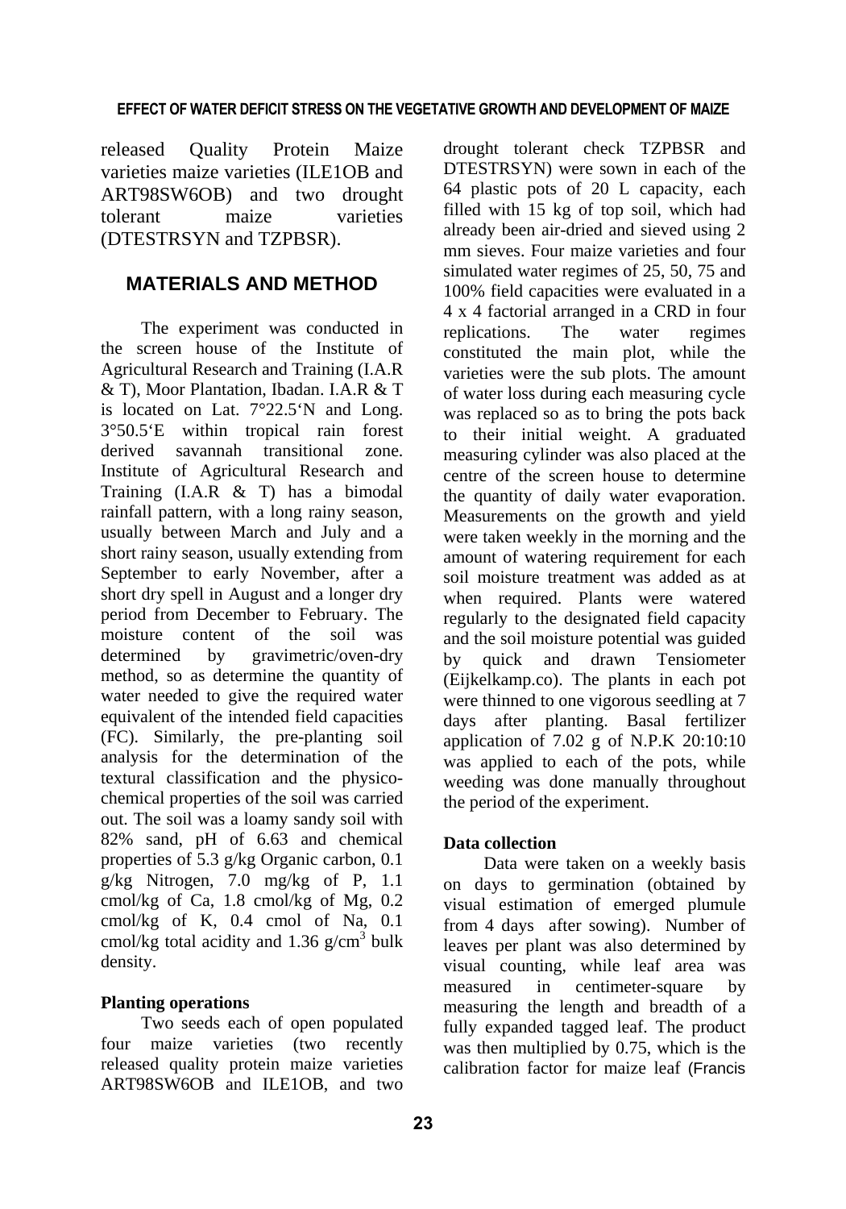released Quality Protein Maize varieties maize varieties (ILE1OB and ART98SW6OB) and two drought tolerant maize varieties (DTESTRSYN and TZPBSR).

## MATERIALS AND METHOD

The experiment was conducted in the screen house of the Institute of Agricultural Research and Training (I.A.R & T), Moor Plantation, Ibadan. I.A.R & T is located on Lat. 7°22.5'N and Long. 3°50.5'E within tropical rain forest derived savannah transitional zone. Institute of Agricultural Research and Training (I.A.R & T) has a bimodal rainfall pattern, with a long rainy season, usually between March and July and a short rainy season, usually extending from September to early November, after a short dry spell in August and a longer dry period from December to February. The moisture content of the soil was determined by gravimetric/oven-dry method, so as determine the quantity of water needed to give the required water equivalent of the intended field capacities (FC). Similarly, the pre-planting soil analysis for the determination of the textural classification and the physico-chemical properties of the soil was carried out. The soil was a loamy sandy soil with 82% sand, pH of 6.63 and chemical properties of 5.3 g/kg Organic carbon, 0.1 g/kg Nitrogen, 7.0 mg/kg of P, 1.1 cmol/kg of Ca, 1.8 cmol/kg of Mg, 0.2 cmol/kg of K, 0.4 cmol of Na, 0.1 cmol/kg total acidity and 1.36 $g/cm^3$ bulk density.

### Planting operations

Two seeds each of open populated four maize varieties (two recently released quality protein maize varieties ART98SW6OB and ILE1OB, and two drought tolerant check TZPBSR and DTESTRSYN) were sown in each of the 64 plastic pots of 20 L capacity, each filled with 15 kg of top soil, which had already been air-dried and sieved using 2 mm sieves. Four maize varieties and four simulated water regimes of 25, 50, 75 and 100% field capacities were evaluated in a 4 x 4 factorial arranged in a CRD in four replications. The water regimes constituted the main plot, while the varieties were the sub plots. The amount of water loss during each measuring cycle was replaced so as to bring the pots back to their initial weight. A graduated measuring cylinder was also placed at the centre of the screen house to determine the quantity of daily water evaporation. Measurements on the growth and yield were taken weekly in the morning and the amount of watering requirement for each soil moisture treatment was added as at when required. Plants were watered regularly to the designated field capacity and the soil moisture potential was guided by quick and drawn Tensiometer (Eijkelkamp.co). The plants in each pot were thinned to one vigorous seedling at 7 days after planting. Basal fertilizer application of 7.02 g of N.P.K 20:10:10 was applied to each of the pots, while weeding was done manually throughout the period of the experiment.

### Data collection

Data were taken on a weekly basis on days to germination (obtained by visual estimation of emerged plumule from 4 days after sowing). Number of leaves per plant was also determined by visual counting, while leaf area was measured in centimeter-square by measuring the length and breadth of a fully expanded tagged leaf. The product was then multiplied by 0.75, which is the calibration factor for maize leaf (Francis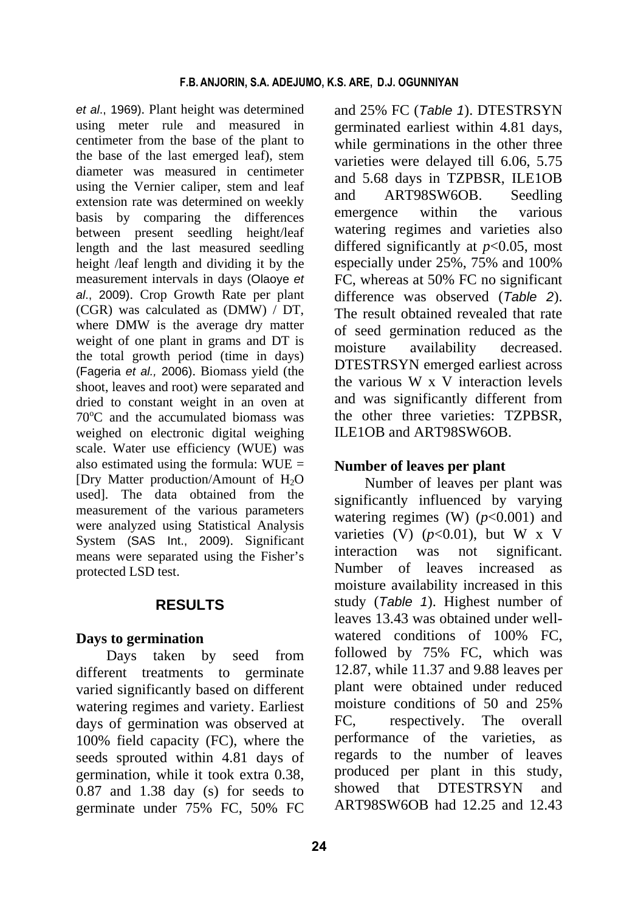*et al*., 1969). Plant height was determined using meter rule and measured in centimeter from the base of the plant to the base of the last emerged leaf), stem diameter was measured in centimeter using the Vernier caliper, stem and leaf extension rate was determined on weekly basis by comparing the differences between present seedling height/leaf length and the last measured seedling height /leaf length and dividing it by the measurement intervals in days (Olaoye *et al*., 2009). Crop Growth Rate per plant (CGR) was calculated as (DMW) / DT, where DMW is the average dry matter weight of one plant in grams and DT is the total growth period (time in days) (Fageria *et al.,* 2006). Biomass yield (the shoot, leaves and root) were separated and dried to constant weight in an oven at 70°C and the accumulated biomass was weighed on electronic digital weighing scale. Water use efficiency (WUE) was also estimated using the formula: WUE = [Dry Matter production/Amount of $H_2O$ used]. The data obtained from the measurement of the various parameters were analyzed using Statistical Analysis System (SAS Int., 2009). Significant means were separated using the Fisher's protected LSD test.

## RESULTS

### Days to germination

Days taken by seed from different treatments to germinate varied significantly based on different watering regimes and variety. Earliest days of germination was observed at 100% field capacity (FC), where the seeds sprouted within 4.81 days of germination, while it took extra 0.38, 0.87 and 1.38 day (s) for seeds to germinate under 75% FC, 50% FC and 25% FC (*Table 1*). DTESTRSYN germinated earliest within 4.81 days, while germinations in the other three varieties were delayed till 6.06, 5.75 and 5.68 days in TZPBSR, ILE1OB and ART98SW6OB. Seedling emergence within the various watering regimes and varieties also differed significantly at $p<0.05$, most especially under 25%, 75% and 100% FC, whereas at 50% FC no significant difference was observed (*Table 2*). The result obtained revealed that rate of seed germination reduced as the moisture availability decreased. DTESTRSYN emerged earliest across the various W x V interaction levels and was significantly different from the other three varieties: TZPBSR, ILE1OB and ART98SW6OB.

### Number of leaves per plant

Number of leaves per plant was significantly influenced by varying watering regimes (W) ($p<0.001$) and varieties (V) ($p<0.01$), but W x V interaction was not significant. Number of leaves increased as moisture availability increased in this study (*Table 1*). Highest number of leaves 13.43 was obtained under well-watered conditions of 100% FC, followed by 75% FC, which was 12.87, while 11.37 and 9.88 leaves per plant were obtained under reduced moisture conditions of 50 and 25% FC, respectively. The overall performance of the varieties, as regards to the number of leaves produced per plant in this study, showed that DTESTRSYN and ART98SW6OB had 12.25 and 12.43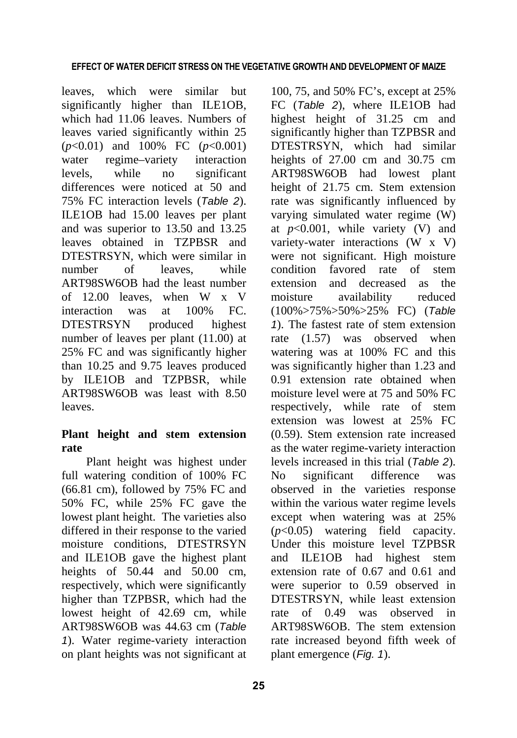leaves, which were similar but significantly higher than ILE1OB, which had 11.06 leaves. Numbers of leaves varied significantly within 25 ($p$<0.01) and 100% FC ($p$<0.001) water regime–variety interaction levels, while no significant differences were noticed at 50 and 75% FC interaction levels (*Table 2*). ILE1OB had 15.00 leaves per plant and was superior to 13.50 and 13.25 leaves obtained in TZPBSR and DTESTRSYN, which were similar in number of leaves, while ART98SW6OB had the least number of 12.00 leaves, when W x V interaction was at 100% FC. DTESTRSYN produced highest number of leaves per plant (11.00) at 25% FC and was significantly higher than 10.25 and 9.75 leaves produced by ILE1OB and TZPBSR, while ART98SW6OB was least with 8.50 leaves.

### Plant height and stem extension rate

Plant height was highest under full watering condition of 100% FC (66.81 cm), followed by 75% FC and 50% FC, while 25% FC gave the lowest plant height. The varieties also differed in their response to the varied moisture conditions, DTESTRSYN and ILE1OB gave the highest plant heights of 50.44 and 50.00 cm, respectively, which were significantly higher than TZPBSR, which had the lowest height of 42.69 cm, while ART98SW6OB was 44.63 cm (*Table 1*). Water regime-variety interaction on plant heights was not significant at 100, 75, and 50% FC's, except at 25% FC (*Table 2*), where ILE1OB had highest height of 31.25 cm and significantly higher than TZPBSR and DTESTRSYN, which had similar heights of 27.00 cm and 30.75 cm ART98SW6OB had lowest plant height of 21.75 cm. Stem extension rate was significantly influenced by varying simulated water regime (W) at $p$<0.001, while variety (V) and variety-water interactions (W x V) were not significant. High moisture condition favored rate of stem extension and decreased as the moisture availability reduced (100%>75%>50%>25% FC) (*Table 1*). The fastest rate of stem extension rate (1.57) was observed when watering was at 100% FC and this was significantly higher than 1.23 and 0.91 extension rate obtained when moisture level were at 75 and 50% FC respectively, while rate of stem extension was lowest at 25% FC (0.59). Stem extension rate increased as the water regime-variety interaction levels increased in this trial (*Table 2*). No significant difference was observed in the varieties response within the various water regime levels except when watering was at 25% ($p$<0.05) watering field capacity. Under this moisture level TZPBSR and ILE1OB had highest stem extension rate of 0.67 and 0.61 and were superior to 0.59 observed in DTESTRSYN, while least extension rate of 0.49 was observed in ART98SW6OB. The stem extension rate increased beyond fifth week of plant emergence (*Fig. 1*).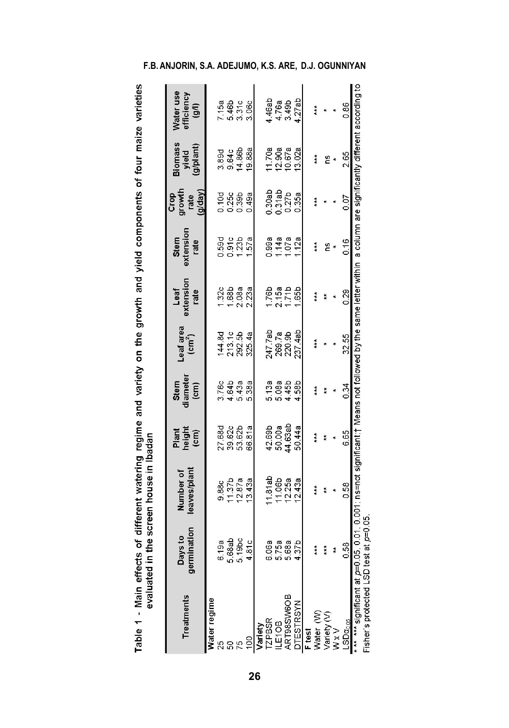Table 1 - Main effects of different watering regime and variety on the growth and yield components of four maize varieties evaluated in the screen house in Ibadan

| Treatments | Days to germination | Number of leaves/plant | Plant height (cm) | Stem diameter (cm) | Leaf area ($cm^2$) | Leaf extension rate | Stem extension rate | Crop growth rate (g/day) | Biomass yield (g/plant) | Water use efficiency (g/l) |
|---|---|---|---|---|---|---|---|---|---|---|
| **Water regime** | | | | | | | | | | |
| 25 | 6.19a | 9.88c | 27.68d | 3.76c | 144.8d | 1.32c | 0.59d | 0.10d | 3.89d | 7.15a |
| 50 | 5.68ab | 11.37b | 39.62c | 4.64b | 213.1c | 1.68b | 0.91c | 0.25c | 9.64c | 5.46b |
| 75 | 5.19bc | 12.87a | 53.62b | 5.43a | 292.5b | 2.08a | 1.23b | 0.39b | 14.86b | 3.31c |
| 100 | 4.81c | 13.43a | 66.81a | 5.38a | 325.4a | 2.23a | 1.57a | 0.49a | 19.88a | 3.06c |
| **Variety** | | | | | | | | | | |
| TZPBSR | 6.06a | 11.81ab | 42.69b | 5.13a | 247.7ab | 1.76b | 0.99a | 0.30ab | 11.70a | 4.46ab |
| ILE1OB | 5.75a | 11.06b | 50.00a | 5.08a | 269.7a | 2.15a | 1.14a | 0.31ab | 12.90a | 4.76a |
| ART98SW6OB | 5.68a | 12.25a | 44.63ab | 4.45b | 220.9b | 1.71b | 1.07a | 0.27b | 10.67a | 3.49b |
| DTESTRSYN | 4.37b | 12.43a | 50.44a | 4.58b | 237.4ab | 1.65b | 1.12a | 0.35a | 13.02a | 4.27ab |
| **F test** | | | | | | | | | | |
| Water (W) | *** | *** | *** | *** | *** | *** | *** | *** | *** | *** |
| Variety (V) | *** | ** | ** | ** | * | ** | ns | * | ns | * |
| W x V | ** | * | * | * | * | * | * | * | * | * |
| $LSD_{0.05}$ | 0.58 | 0.58 | 6.65 | 0.34 | 32.55 | 0.29 | 0.16 | 0.07 | 2.65 | 0.86 |

*, **, *** significant at $p$=0.05, 0.01, 0.001; ns=not significant;† Means not followed by the same letter within a column are significantly different according to Fisher's protected LSD test at $p$=0.05.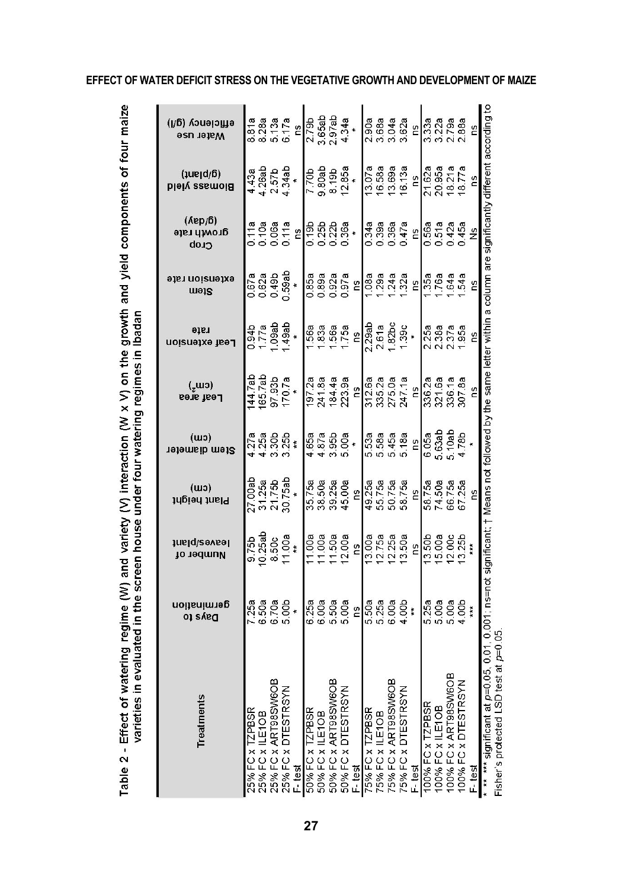Table 2 - Effect of watering regime (W) and variety (V) interaction (W x V) on the growth and yield components of four maize varieties in evaluated in the screen house under four watering regimes in Ibadan

| Treatments | Days to germination | Number of leaves/plant | Plant height (cm) | Stem diameter (cm) | Leaf area ($cm^2$) | Leaf extension rate | Stem extension rate | Crop growth rate (g/day) | Biomass yield (g/plant) | Water use efficiency (g/l) |
|---|---|---|---|---|---|---|---|---|---|---|
| 25% FC x TZPBSR | 7.25a | 9.75b | 27.00ab | 4.27a | 144.7ab | 0.94b | 0.67a | 0.11a | 4.43a | 8.81a |
| 25% FC x ILE1OB | 6.50a | 10.25ab | 31.25a | 4.25a | 165.7ab | 1.77a | 0.62a | 0.10a | 4.26ab | 8.28a |
| 25% FC x ART98SW6OB | 6.70a | 8.50c | 21.75b | 3.30b | 97.93b | 1.09ab | 0.49b | 0.06a | 2.57b | 5.13a |
| 25% FC x DTESTRSYN | 5.00b | 11.00a | 30.75ab | 3.25b | 170.7a | 1.49ab | 0.59ab | 0.11a | 4.34ab | 6.17a |
| F- test | * | ** | * | ** | * | * | * | ns | * | ns |
| 50% FC x TZPBSR | 6.25a | 11.00a | 35.75a | 4.65a | 197.2a | 1.56a | 0.85a | 0.19b | 7.70b | 2.79b |
| 50% FC x ILE1OB | 6.00a | 11.00a | 38.50a | 4.87a | 241.8a | 1.83a | 0.89a | 0.25b | 9.80ab | 3.65ab |
| 50% FC x ART98SW6OB | 5.50a | 11.50a | 39.25a | 3.95b | 184.4a | 1.56a | 0.92a | 0.22b | 8.19b | 2.97ab |
| 50% FC x DTESTRSYN | 5.00a | 12.00a | 45.00a | 5.00a | 223.9a | 1.75a | 0.97a | 0.36a | 12.85a | 4.34a |
| F- test | ns | ns | ns | * | ns | ns | ns | * | * | * |
| 75% FC x TZPBSR | 5.50a | 13.00a | 49.25a | 5.53a | 312.6a | 2.29ab | 1.08a | 0.34a | 13.07a | 2.90a |
| 75% FC x ILE1OB | 5.25a | 12.75a | 55.75a | 5.58a | 335.2a | 2.61a | 1.29a | 0.39a | 16.58a | 3.68a |
| 75% FC x ART98SW6OB | 6.00a | 12.25a | 50.75a | 5.45a | 275.0a | 1.82bc | 1.24a | 0.36a | 13.69a | 3.04a |
| 75% FC x DTESTRSYN | 4.00b | 13.50a | 58.75a | 5.18a | 247.1a | 1.39c | 1.32a | 0.47a | 16.13a | 3.62a |
| F- test | ** | ns | ns | ns | ns | * | ns | ns | ns | ns |
| 100% FC x TZPBSR | 5.25a | 13.50b | 58.75a | 6.05a | 336.2a | 2.25a | 1.35a | 0.56a | 21.62a | 3.33a |
| 100% FC x ILE1OB | 5.00a | 15.00a | 74.50a | 5.63ab | 321.6a | 2.38a | 1.76a | 0.51a | 20.95a | 3.22a |
| 100% FC x ART98SW6OB | 5.00a | 12.00c | 66.75a | 5.10ab | 336.1a | 2.37a | 1.64a | 0.42a | 18.21a | 2.79a |
| 100% FC x DTESTRSYN | 4.00b | 13.25b | 67.25a | 4.78b | 307.8a | 1.95a | 1.54a | 0.45a | 18.77a | 2.88a |
| F- test | *** | *** | ns | * | ns | ns | ns | Ns | ns | ns |

*, **, *** significant at $p$=0.05, 0.01, 0.001; ns=not significant; † Means not followed by the same letter within a column are significantly different according to Fisher's protected LSD test at $p$=0.05.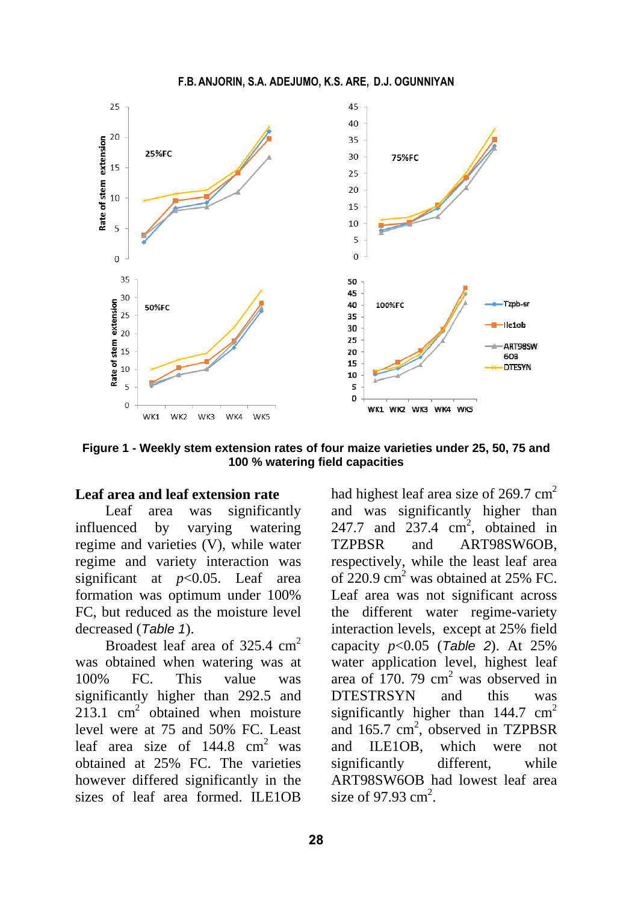Figure 1 - Weekly stem extension rates of four maize varieties under 25, 50, 75 and 100 % watering field capacities

### Leaf area and leaf extension rate

Leaf area was significantly influenced by varying watering regime and varieties (V), while water regime and variety interaction was significant at $p<0.05$. Leaf area formation was optimum under 100% FC, but reduced as the moisture level decreased (*Table 1*).

Broadest leaf area of 325.4 $cm^2$ was obtained when watering was at 100% FC. This value was significantly higher than 292.5 and 213.1 $cm^2$ obtained when moisture level were at 75 and 50% FC. Least leaf area size of 144.8 $cm^2$ was obtained at 25% FC. The varieties however differed significantly in the sizes of leaf area formed. ILE1OB had highest leaf area size of 269.7 $cm^2$ and was significantly higher than 247.7 and 237.4 $cm^2$, obtained in TZPBSR and ART98SW6OB, respectively, while the least leaf area of 220.9 $cm^2$ was obtained at 25% FC. Leaf area was not significant across the different water regime-variety interaction levels, except at 25% field capacity $p<0.05$ (*Table 2*). At 25% water application level, highest leaf area of 170. 79 $cm^2$ was observed in DTESTRSYN and this was significantly higher than 144.7 $cm^2$ and 165.7 $cm^2$, observed in TZPBSR and ILE1OB, which were not significantly different, while ART98SW6OB had lowest leaf area size of 97.93 $cm^2$.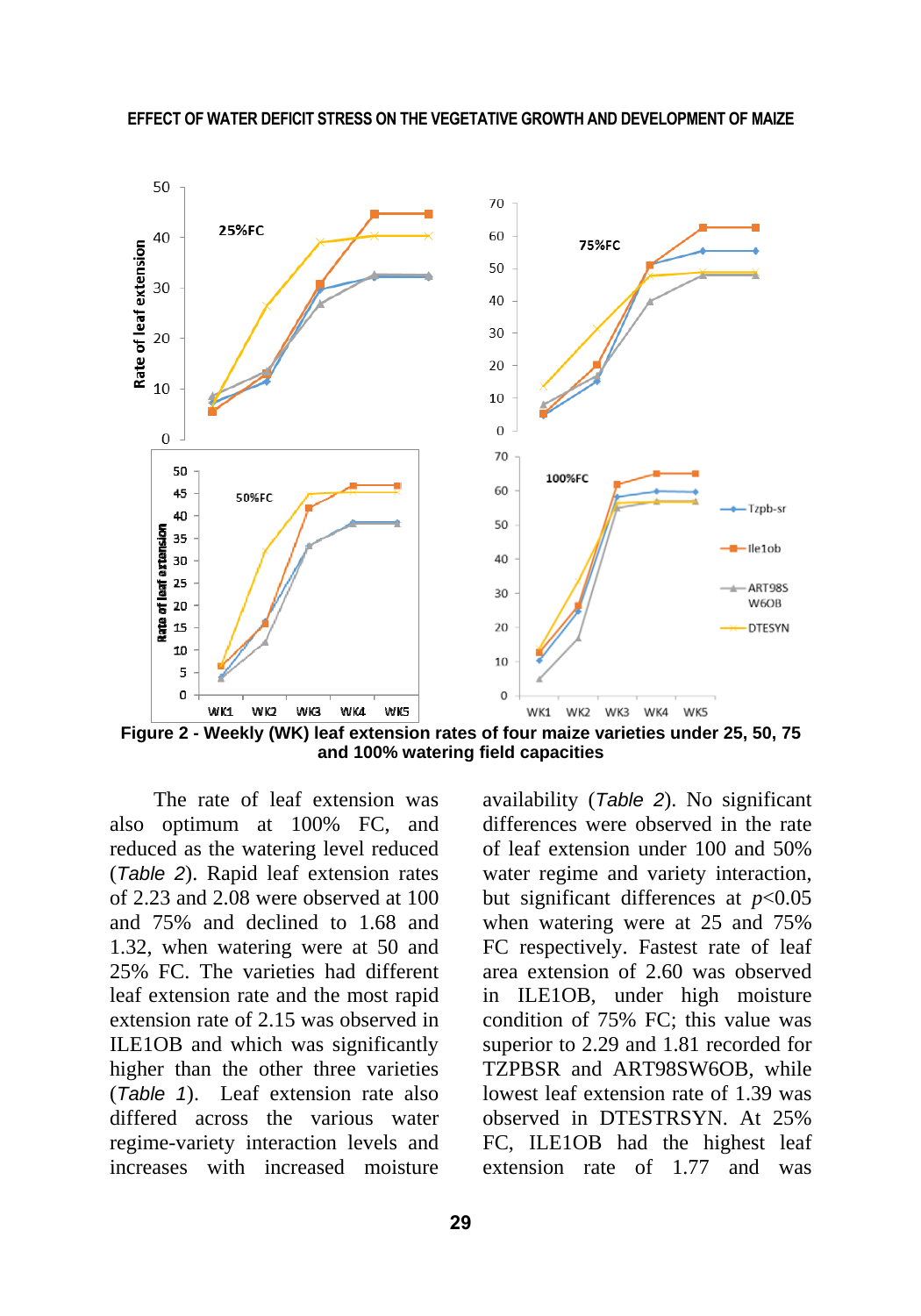**Figure 2 - Weekly (WK) leaf extension rates of four maize varieties under 25, 50, 75 and 100% watering field capacities**

The rate of leaf extension was also optimum at 100% FC, and reduced as the watering level reduced (*Table 2*). Rapid leaf extension rates of 2.23 and 2.08 were observed at 100 and 75% and declined to 1.68 and 1.32, when watering were at 50 and 25% FC. The varieties had different leaf extension rate and the most rapid extension rate of 2.15 was observed in ILE1OB and which was significantly higher than the other three varieties (*Table 1*). Leaf extension rate also differed across the various water regime-variety interaction levels and increases with increased moisture availability (*Table 2*). No significant differences were observed in the rate of leaf extension under 100 and 50% water regime and variety interaction, but significant differences at $p<0.05$ when watering were at 25 and 75% FC respectively. Fastest rate of leaf area extension of 2.60 was observed in ILE1OB, under high moisture condition of 75% FC; this value was superior to 2.29 and 1.81 recorded for TZPBSR and ART98SW6OB, while lowest leaf extension rate of 1.39 was observed in DTESTRSYN. At 25% FC, ILE1OB had the highest leaf extension rate of 1.77 and was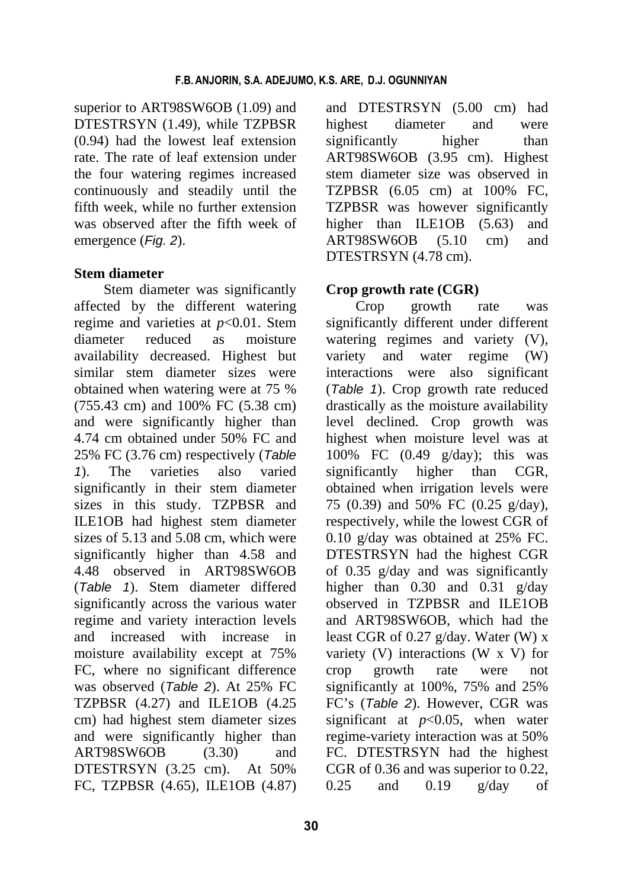superior to ART98SW6OB (1.09) and DTESTRSYN (1.49), while TZPBSR (0.94) had the lowest leaf extension rate. The rate of leaf extension under the four watering regimes increased continuously and steadily until the fifth week, while no further extension was observed after the fifth week of emergence (*Fig. 2*).

**Stem diameter**

Stem diameter was significantly affected by the different watering regime and varieties at $p<0.01$. Stem diameter reduced as moisture availability decreased. Highest but similar stem diameter sizes were obtained when watering were at 75 % (755.43 cm) and 100% FC (5.38 cm) and were significantly higher than 4.74 cm obtained under 50% FC and 25% FC (3.76 cm) respectively (*Table 1*). The varieties also varied significantly in their stem diameter sizes in this study. TZPBSR and ILE1OB had highest stem diameter sizes of 5.13 and 5.08 cm, which were significantly higher than 4.58 and 4.48 observed in ART98SW6OB (*Table 1*). Stem diameter differed significantly across the various water regime and variety interaction levels and increased with increase in moisture availability except at 75% FC, where no significant difference was observed (*Table 2*). At 25% FC TZPBSR (4.27) and ILE1OB (4.25 cm) had highest stem diameter sizes and were significantly higher than ART98SW6OB (3.30) and DTESTRSYN (3.25 cm). At 50% FC, TZPBSR (4.65), ILE1OB (4.87) and DTESTRSYN (5.00 cm) had highest diameter and were significantly higher than ART98SW6OB (3.95 cm). Highest stem diameter size was observed in TZPBSR (6.05 cm) at 100% FC, TZPBSR was however significantly higher than ILE1OB (5.63) and ART98SW6OB (5.10 cm) and DTESTRSYN (4.78 cm).

**Crop growth rate (CGR)**

Crop growth rate was significantly different under different watering regimes and variety (V), variety and water regime (W) interactions were also significant (*Table 1*). Crop growth rate reduced drastically as the moisture availability level declined. Crop growth was highest when moisture level was at 100% FC (0.49 g/day); this was significantly higher than CGR, obtained when irrigation levels were 75 (0.39) and 50% FC (0.25 g/day), respectively, while the lowest CGR of 0.10 g/day was obtained at 25% FC. DTESTRSYN had the highest CGR of 0.35 g/day and was significantly higher than 0.30 and 0.31 g/day observed in TZPBSR and ILE1OB and ART98SW6OB, which had the least CGR of 0.27 g/day. Water (W) x variety (V) interactions (W x V) for crop growth rate were not significantly at 100%, 75% and 25% FC's (*Table 2*). However, CGR was significant at $p<0.05$, when water regime-variety interaction was at 50% FC. DTESTRSYN had the highest CGR of 0.36 and was superior to 0.22, 0.25 and 0.19 g/day of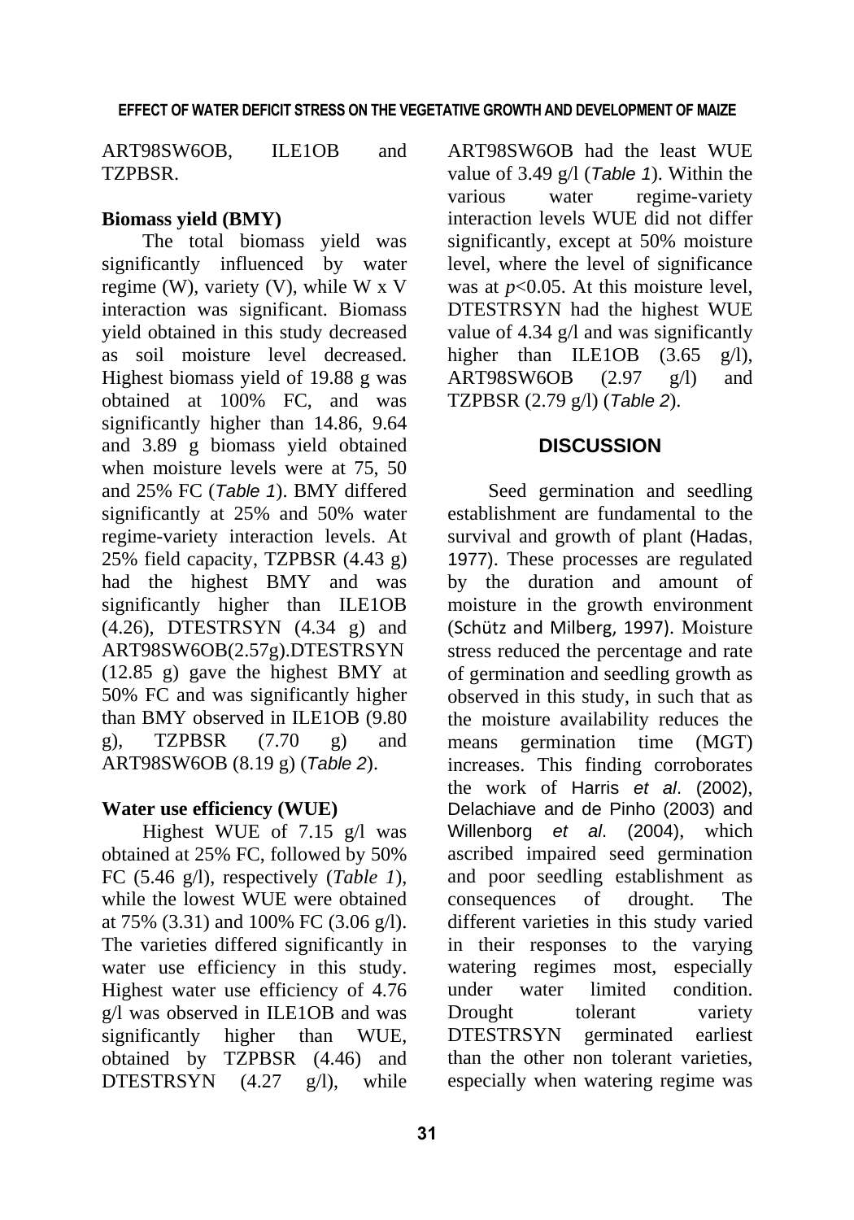ART98SW6OB, ILE1OB and TZPBSR.

**Biomass yield (BMY)**

The total biomass yield was significantly influenced by water regime (W), variety (V), while W x V interaction was significant. Biomass yield obtained in this study decreased as soil moisture level decreased. Highest biomass yield of 19.88 g was obtained at 100% FC, and was significantly higher than 14.86, 9.64 and 3.89 g biomass yield obtained when moisture levels were at 75, 50 and 25% FC (*Table 1*). BMY differed significantly at 25% and 50% water regime-variety interaction levels. At 25% field capacity, TZPBSR (4.43 g) had the highest BMY and was significantly higher than ILE1OB (4.26), DTESTRSYN (4.34 g) and ART98SW6OB(2.57g).DTESTRSYN (12.85 g) gave the highest BMY at 50% FC and was significantly higher than BMY observed in ILE1OB (9.80 g), TZPBSR (7.70 g) and ART98SW6OB (8.19 g) (*Table 2*).

**Water use efficiency (WUE)**

Highest WUE of 7.15 g/l was obtained at 25% FC, followed by 50% FC (5.46 g/l), respectively (*Table 1*), while the lowest WUE were obtained at 75% (3.31) and 100% FC (3.06 g/l). The varieties differed significantly in water use efficiency in this study. Highest water use efficiency of 4.76 g/l was observed in ILE1OB and was significantly higher than WUE, obtained by TZPBSR (4.46) and DTESTRSYN (4.27 g/l), while ART98SW6OB had the least WUE value of 3.49 g/l (*Table 1*). Within the various water regime-variety interaction levels WUE did not differ significantly, except at 50% moisture level, where the level of significance was at $p$<0.05. At this moisture level, DTESTRSYN had the highest WUE value of 4.34 g/l and was significantly higher than ILE1OB (3.65 g/l), ART98SW6OB (2.97 g/l) and TZPBSR (2.79 g/l) (*Table 2*).

## DISCUSSION

Seed germination and seedling establishment are fundamental to the survival and growth of plant (Hadas, 1977). These processes are regulated by the duration and amount of moisture in the growth environment (Schütz and Milberg, 1997). Moisture stress reduced the percentage and rate of germination and seedling growth as observed in this study, in such that as the moisture availability reduces the means germination time (MGT) increases. This finding corroborates the work of Harris *et al*. (2002), Delachiave and de Pinho (2003) and Willenborg *et al*. (2004), which ascribed impaired seed germination and poor seedling establishment as consequences of drought. The different varieties in this study varied in their responses to the varying watering regimes most, especially under water limited condition. Drought tolerant variety DTESTRSYN germinated earliest than the other non tolerant varieties, especially when watering regime was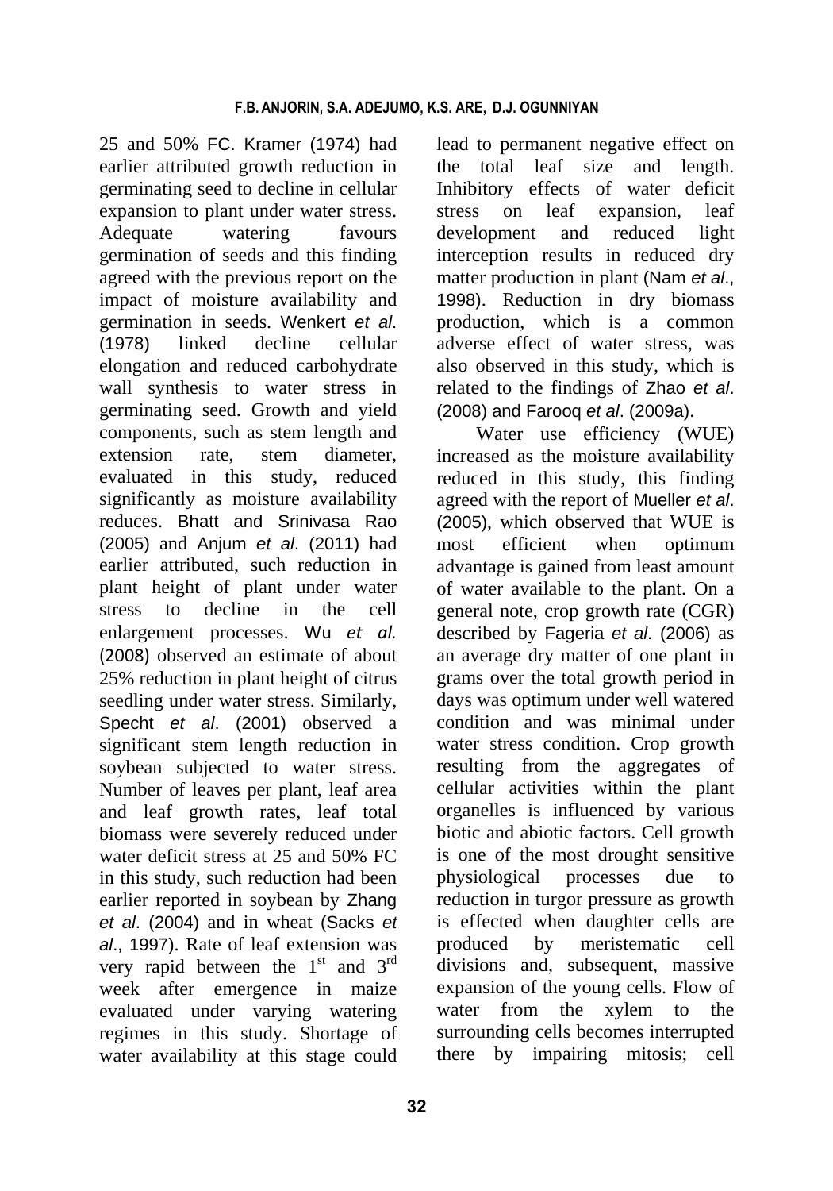25 and 50% FC. Kramer (1974) had earlier attributed growth reduction in germinating seed to decline in cellular expansion to plant under water stress. Adequate watering favours germination of seeds and this finding agreed with the previous report on the impact of moisture availability and germination in seeds. Wenkert *et al*. (1978) linked decline cellular elongation and reduced carbohydrate wall synthesis to water stress in germinating seed. Growth and yield components, such as stem length and extension rate, stem diameter, evaluated in this study, reduced significantly as moisture availability reduces. Bhatt and Srinivasa Rao (2005) and Anjum *et al*. (2011) had earlier attributed, such reduction in plant height of plant under water stress to decline in the cell enlargement processes. Wu *et al.* (2008) observed an estimate of about 25% reduction in plant height of citrus seedling under water stress. Similarly, Specht *et al*. (2001) observed a significant stem length reduction in soybean subjected to water stress. Number of leaves per plant, leaf area and leaf growth rates, leaf total biomass were severely reduced under water deficit stress at 25 and 50% FC in this study, such reduction had been earlier reported in soybean by Zhang *et al*. (2004) and in wheat (Sacks *et al*., 1997). Rate of leaf extension was very rapid between the 1st and 3rd week after emergence in maize evaluated under varying watering regimes in this study. Shortage of water availability at this stage could lead to permanent negative effect on the total leaf size and length. Inhibitory effects of water deficit stress on leaf expansion, leaf development and reduced light interception results in reduced dry matter production in plant (Nam *et al*., 1998). Reduction in dry biomass production, which is a common adverse effect of water stress, was also observed in this study, which is related to the findings of Zhao *et al*. (2008) and Farooq *et al*. (2009a).

Water use efficiency (WUE) increased as the moisture availability reduced in this study, this finding agreed with the report of Mueller *et al*. (2005), which observed that WUE is most efficient when optimum advantage is gained from least amount of water available to the plant. On a general note, crop growth rate (CGR) described by Fageria *et al*. (2006) as an average dry matter of one plant in grams over the total growth period in days was optimum under well watered condition and was minimal under water stress condition. Crop growth resulting from the aggregates of cellular activities within the plant organelles is influenced by various biotic and abiotic factors. Cell growth is one of the most drought sensitive physiological processes due to reduction in turgor pressure as growth is effected when daughter cells are produced by meristematic cell divisions and, subsequent, massive expansion of the young cells. Flow of water from the xylem to the surrounding cells becomes interrupted there by impairing mitosis; cell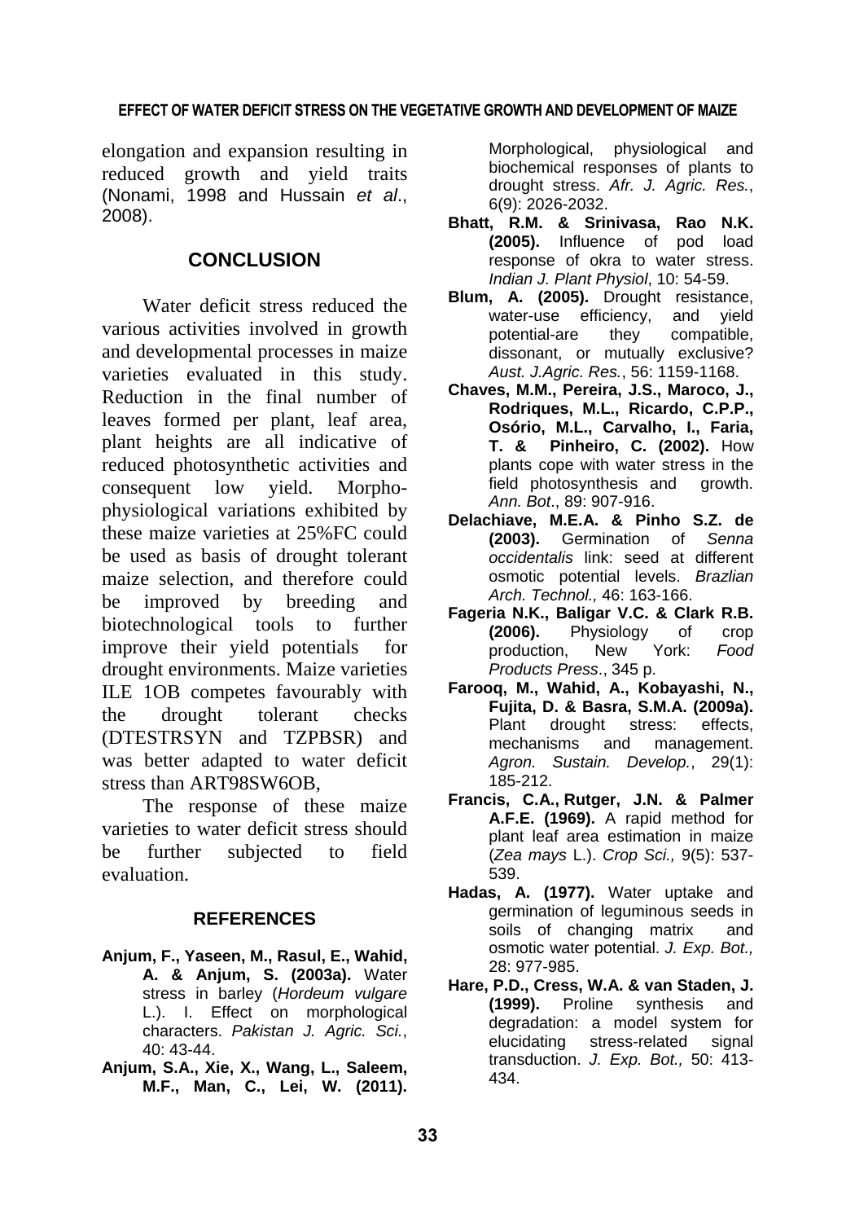elongation and expansion resulting in reduced growth and yield traits (Nonami, 1998 and Hussain *et al*., 2008).

## CONCLUSION

Water deficit stress reduced the various activities involved in growth and developmental processes in maize varieties evaluated in this study. Reduction in the final number of leaves formed per plant, leaf area, plant heights are all indicative of reduced photosynthetic activities and consequent low yield. Morpho-physiological variations exhibited by these maize varieties at 25%FC could be used as basis of drought tolerant maize selection, and therefore could be improved by breeding and biotechnological tools to further improve their yield potentials for drought environments. Maize varieties ILE 1OB competes favourably with the drought tolerant checks (DTESTRSYN and TZPBSR) and was better adapted to water deficit stress than ART98SW6OB,

The response of these maize varieties to water deficit stress should be further subjected to field evaluation.

## REFERENCES

**Anjum, F., Yaseen, M., Rasul, E., Wahid, A. & Anjum, S. (2003a).** Water stress in barley (*Hordeum vulgare* L.). I. Effect on morphological characters. *Pakistan J. Agric. Sci.*, 40: 43-44.

**Anjum, S.A., Xie, X., Wang, L., Saleem, M.F., Man, C., Lei, W. (2011).** Morphological, physiological and biochemical responses of plants to drought stress. *Afr. J. Agric. Res.*, 6(9): 2026-2032.

**Bhatt, R.M. & Srinivasa, Rao N.K. (2005).** Influence of pod load response of okra to water stress. *Indian J. Plant Physiol*, 10: 54-59.

**Blum, A. (2005).** Drought resistance, water-use efficiency, and yield potential-are they compatible, dissonant, or mutually exclusive? *Aust. J.Agric. Res.*, 56: 1159-1168.

**Chaves, M.M., Pereira, J.S., Maroco, J., Rodriques, M.L., Ricardo, C.P.P., Osório, M.L., Carvalho, I., Faria, T. & Pinheiro, C. (2002).** How plants cope with water stress in the field photosynthesis and growth. *Ann. Bot*., 89: 907-916.

**Delachiave, M.E.A. & Pinho S.Z. de (2003).** Germination of *Senna occidentalis* link: seed at different osmotic potential levels. *Brazlian Arch. Technol.,* 46: 163-166.

**Fageria N.K., Baligar V.C. & Clark R.B. (2006).** Physiology of crop production, New York: *Food Products Press*., 345 p.

**Farooq, M., Wahid, A., Kobayashi, N., Fujita, D. & Basra, S.M.A. (2009a).** Plant drought stress: effects, mechanisms and management. *Agron. Sustain. Develop.*, 29(1): 185-212.

**Francis, C.A., Rutger, J.N. & Palmer A.F.E. (1969).** A rapid method for plant leaf area estimation in maize (*Zea mays* L.). *Crop Sci.,* 9(5): 537-539.

**Hadas, A. (1977).** Water uptake and germination of leguminous seeds in soils of changing matrix and osmotic water potential. *J. Exp. Bot.,* 28: 977-985.

**Hare, P.D., Cress, W.A. & van Staden, J. (1999).** Proline synthesis and degradation: a model system for elucidating stress-related signal transduction. *J. Exp. Bot.,* 50: 413-434.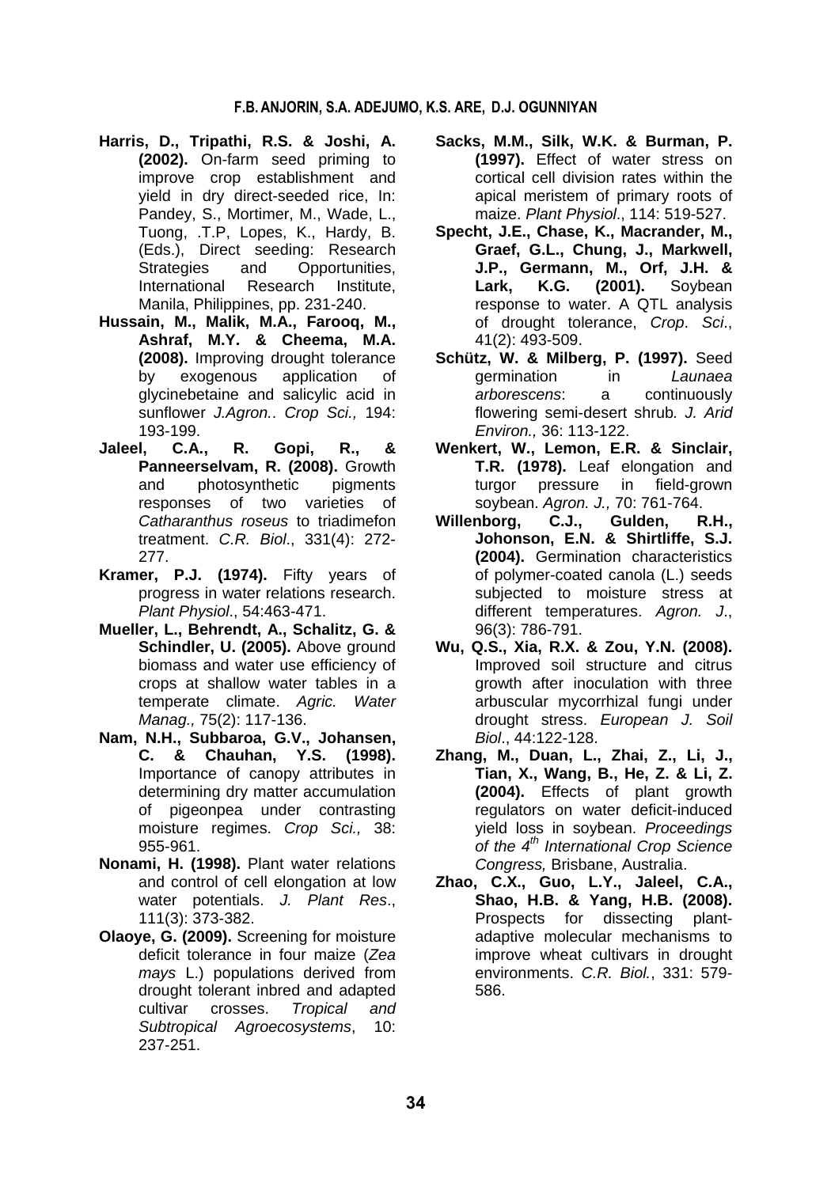**Harris, D., Tripathi, R.S. & Joshi, A. (2002).** On-farm seed priming to improve crop establishment and yield in dry direct-seeded rice, In: Pandey, S., Mortimer, M., Wade, L., Tuong, .T.P, Lopes, K., Hardy, B. (Eds.), Direct seeding: Research Strategies and Opportunities, International Research Institute, Manila, Philippines, pp. 231-240.

**Hussain, M., Malik, M.A., Farooq, M., Ashraf, M.Y. & Cheema, M.A. (2008).** Improving drought tolerance by exogenous application of glycinebetaine and salicylic acid in sunflower *J.Agron.. Crop Sci.,* 194: 193-199.

**Jaleel, C.A., R. Gopi, R., & Panneerselvam, R. (2008).** Growth and photosynthetic pigments responses of two varieties of *Catharanthus roseus* to triadimefon treatment. *C.R. Biol*., 331(4): 272-277.

**Kramer, P.J. (1974).** Fifty years of progress in water relations research. *Plant Physiol*., 54:463-471.

**Mueller, L., Behrendt, A., Schalitz, G. & Schindler, U. (2005).** Above ground biomass and water use efficiency of crops at shallow water tables in a temperate climate. *Agric. Water Manag.,* 75(2): 117-136.

**Nam, N.H., Subbaroa, G.V., Johansen, C. & Chauhan, Y.S. (1998).** Importance of canopy attributes in determining dry matter accumulation of pigeonpea under contrasting moisture regimes. *Crop Sci.,* 38: 955-961.

**Nonami, H. (1998).** Plant water relations and control of cell elongation at low water potentials. *J. Plant Res*., 111(3): 373-382.

**Olaoye, G. (2009).** Screening for moisture deficit tolerance in four maize (*Zea mays* L.) populations derived from drought tolerant inbred and adapted cultivar crosses. *Tropical and Subtropical Agroecosystems*, 10: 237-251.

**Sacks, M.M., Silk, W.K. & Burman, P. (1997).** Effect of water stress on cortical cell division rates within the apical meristem of primary roots of maize. *Plant Physiol*., 114: 519-527.

**Specht, J.E., Chase, K., Macrander, M., Graef, G.L., Chung, J., Markwell, J.P., Germann, M., Orf, J.H. & Lark, K.G. (2001).** Soybean response to water. A QTL analysis of drought tolerance, *Crop*. *Sci*., 41(2): 493-509.

**Schütz, W. & Milberg, P. (1997).** Seed germination in *Launaea arborescens*: a continuously flowering semi-desert shrub*. J. Arid Environ.,* 36: 113-122.

**Wenkert, W., Lemon, E.R. & Sinclair, T.R. (1978).** Leaf elongation and turgor pressure in field-grown soybean. *Agron. J.,* 70: 761-764.

**Willenborg, C.J., Gulden, R.H., Johonson, E.N. & Shirtliffe, S.J. (2004).** Germination characteristics of polymer-coated canola (L.) seeds subjected to moisture stress at different temperatures. *Agron. J*., 96(3): 786-791.

**Wu, Q.S., Xia, R.X. & Zou, Y.N. (2008).** Improved soil structure and citrus growth after inoculation with three arbuscular mycorrhizal fungi under drought stress. *European J. Soil Biol*., 44:122-128.

**Zhang, M., Duan, L., Zhai, Z., Li, J., Tian, X., Wang, B., He, Z. & Li, Z. (2004).** Effects of plant growth regulators on water deficit-induced yield loss in soybean. *Proceedings of the 4th International Crop Science Congress,* Brisbane, Australia.

**Zhao, C.X., Guo, L.Y., Jaleel, C.A., Shao, H.B. & Yang, H.B. (2008).** Prospects for dissecting plant-adaptive molecular mechanisms to improve wheat cultivars in drought environments. *C.R. Biol.*, 331: 579-586.